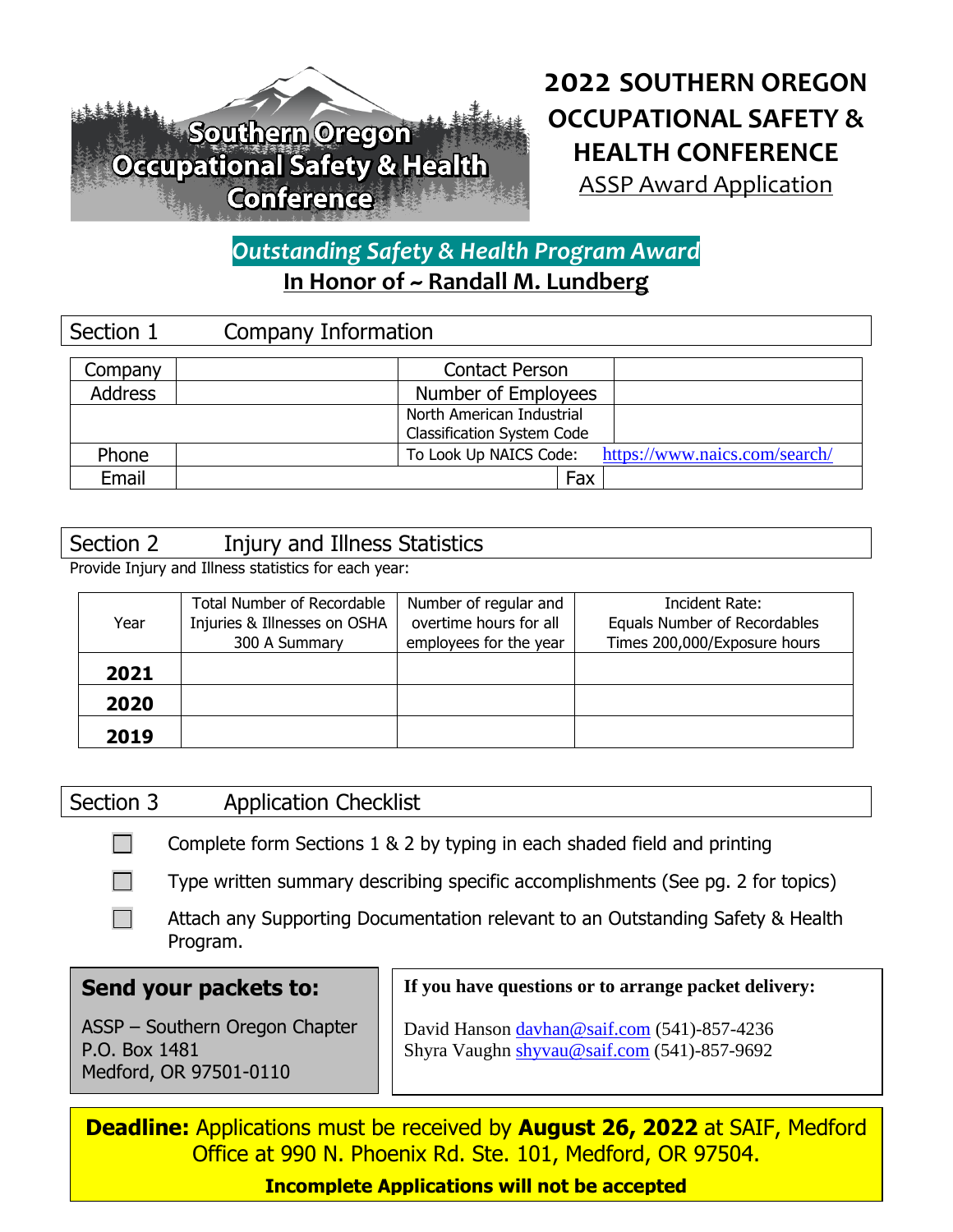Southern Oregon Occupational Safety & Health Conference

# 2022 SOUTHERN OREGON OCCUPATIONAL SAFETY & HEALTH CONFERENCE

ASSP Award Application

## *Outstanding Safety & Health Program Award*

**In Honor of ~ Randall M. Lundberg**

## Section 1 Company Information

| Company | | Contact Person | |
|---|---|---|---|
| Address | | Number of Employees | |
| | | North American Industrial Classification System Code | |
| Phone | | To Look Up NAICS Code: | https://www.naics.com/search/ |
| Email | | Fax | |

## Section 2 Injury and Illness Statistics

Provide Injury and Illness statistics for each year:

| Year | Total Number of Recordable Injuries & Illnesses on OSHA 300 A Summary | Number of regular and overtime hours for all employees for the year | Incident Rate: Equals Number of Recordables Times 200,000/Exposure hours |
|---|---|---|---|
| **2021** | | | |
| **2020** | | | |
| **2019** | | | |

## Section 3 Application Checklist

- ☐ Complete form Sections 1 & 2 by typing in each shaded field and printing
- ☐ Type written summary describing specific accomplishments (See pg. 2 for topics)
- ☐ Attach any Supporting Documentation relevant to an Outstanding Safety & Health Program.

**Send your packets to:**

ASSP – Southern Oregon Chapter
P.O. Box 1481
Medford, OR 97501-0110

**If you have questions or to arrange packet delivery:**

David Hanson davhan@saif.com (541)-857-4236
Shyra Vaughn shyvau@saif.com (541)-857-9692

**Deadline:** Applications must be received by **August 26, 2022** at SAIF, Medford Office at 990 N. Phoenix Rd. Ste. 101, Medford, OR 97504.

**Incomplete Applications will not be accepted**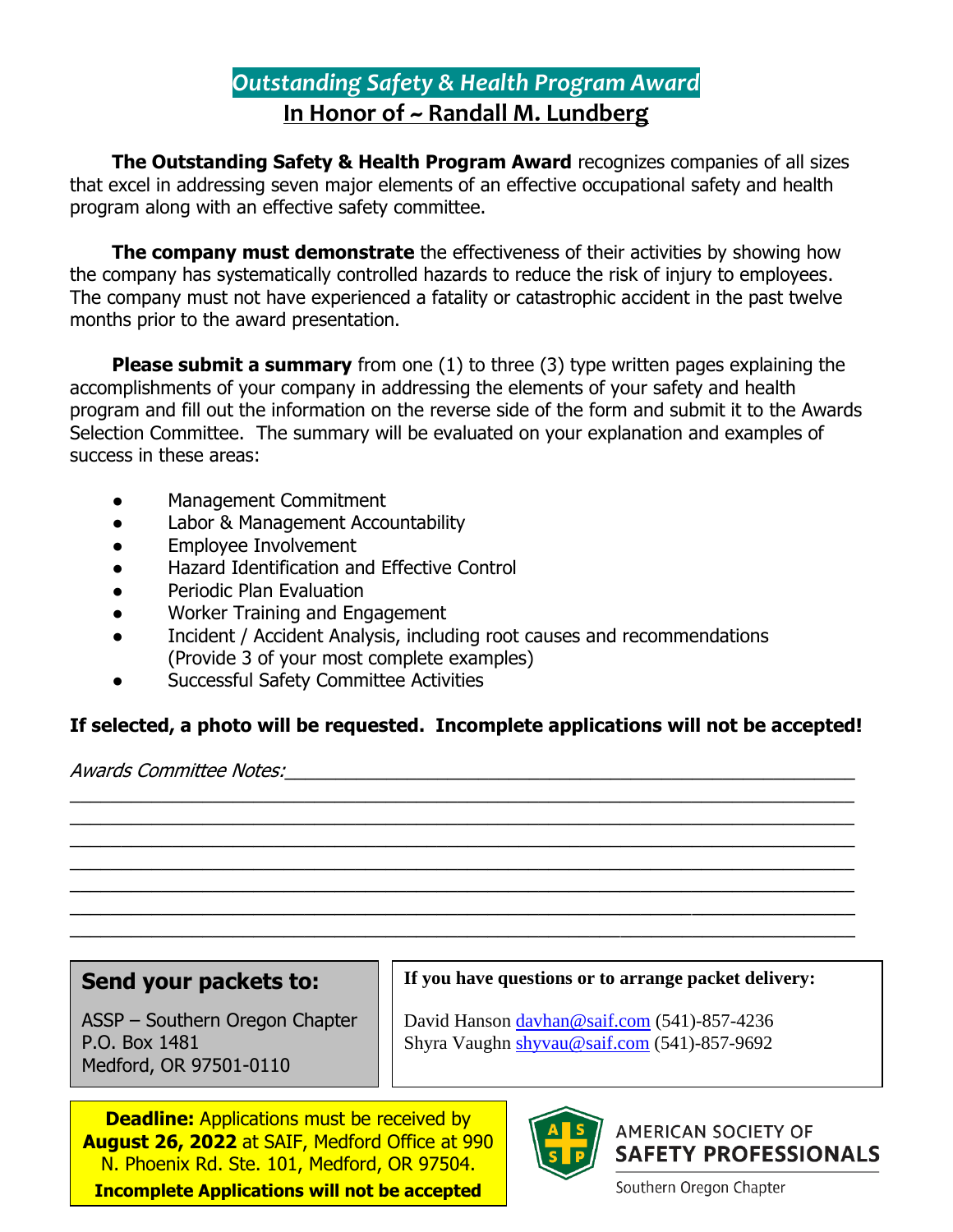# *Outstanding Safety & Health Program Award*

## In Honor of ~ Randall M. Lundberg

**The Outstanding Safety & Health Program Award** recognizes companies of all sizes that excel in addressing seven major elements of an effective occupational safety and health program along with an effective safety committee.

**The company must demonstrate** the effectiveness of their activities by showing how the company has systematically controlled hazards to reduce the risk of injury to employees. The company must not have experienced a fatality or catastrophic accident in the past twelve months prior to the award presentation.

**Please submit a summary** from one (1) to three (3) type written pages explaining the accomplishments of your company in addressing the elements of your safety and health program and fill out the information on the reverse side of the form and submit it to the Awards Selection Committee. The summary will be evaluated on your explanation and examples of success in these areas:

- Management Commitment
- Labor & Management Accountability
- Employee Involvement
- Hazard Identification and Effective Control
- Periodic Plan Evaluation
- Worker Training and Engagement
- Incident / Accident Analysis, including root causes and recommendations (Provide 3 of your most complete examples)
- Successful Safety Committee Activities

**If selected, a photo will be requested. Incomplete applications will not be accepted!**

*Awards Committee Notes:*_______________________________________________________
______________________________________________________________________________
______________________________________________________________________________
______________________________________________________________________________
______________________________________________________________________________
______________________________________________________________________________
______________________________________________________________________________
______________________________________________________________________________

**Send your packets to:**

ASSP – Southern Oregon Chapter
P.O. Box 1481
Medford, OR 97501-0110

**If you have questions or to arrange packet delivery:**

David Hanson davhan@saif.com (541)-857-4236
Shyra Vaughn shyvau@saif.com (541)-857-9692

**Deadline:** Applications must be received by **August 26, 2022** at SAIF, Medford Office at 990 N. Phoenix Rd. Ste. 101, Medford, OR 97504.
**Incomplete Applications will not be accepted**

AMERICAN SOCIETY OF SAFETY PROFESSIONALS
Southern Oregon Chapter